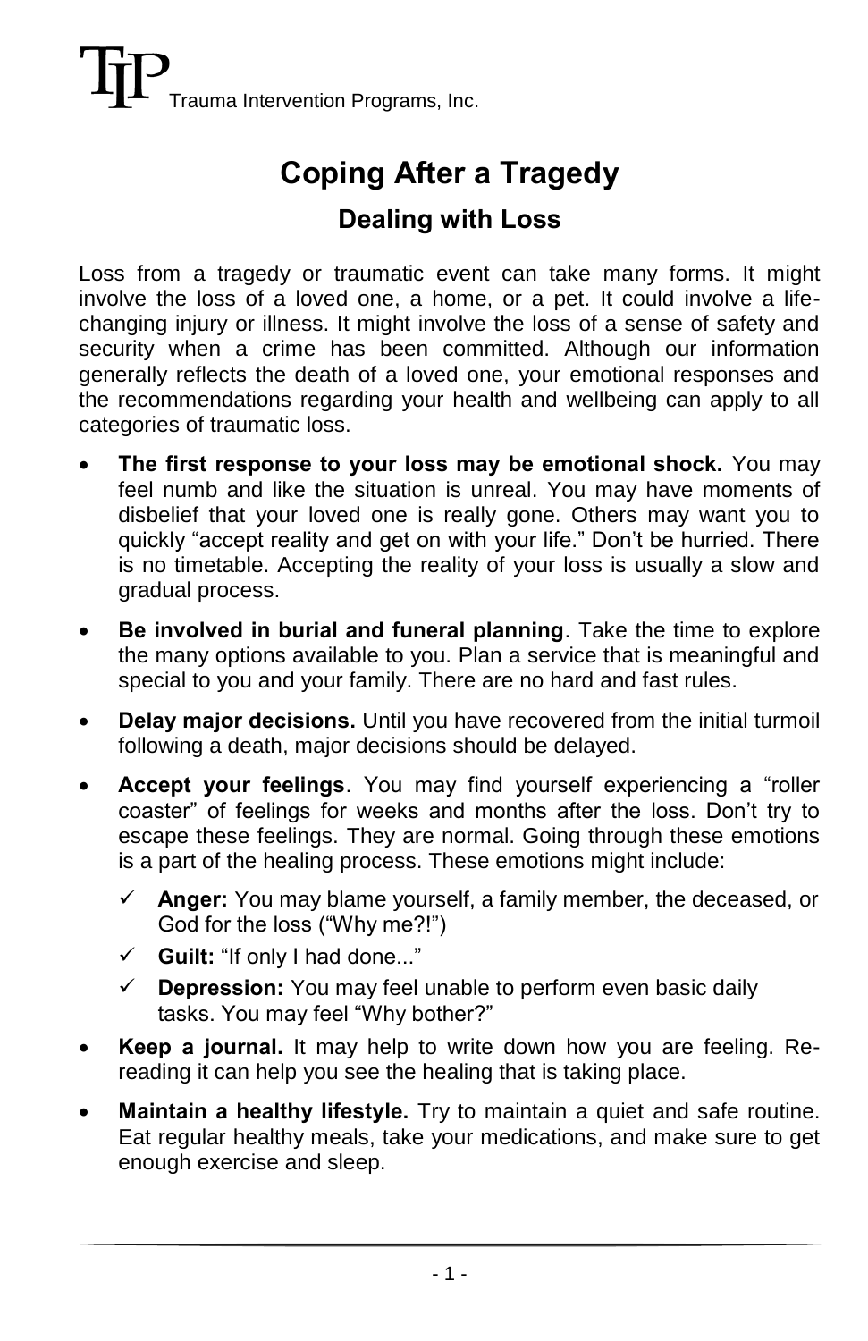TIP Trauma Intervention Programs, Inc.

# Coping After a Tragedy

## Dealing with Loss

Loss from a tragedy or traumatic event can take many forms. It might involve the loss of a loved one, a home, or a pet. It could involve a life-changing injury or illness. It might involve the loss of a sense of safety and security when a crime has been committed. Although our information generally reflects the death of a loved one, your emotional responses and the recommendations regarding your health and wellbeing can apply to all categories of traumatic loss.

- **The first response to your loss may be emotional shock.** You may feel numb and like the situation is unreal. You may have moments of disbelief that your loved one is really gone. Others may want you to quickly "accept reality and get on with your life." Don't be hurried. There is no timetable. Accepting the reality of your loss is usually a slow and gradual process.
- **Be involved in burial and funeral planning**. Take the time to explore the many options available to you. Plan a service that is meaningful and special to you and your family. There are no hard and fast rules.
- **Delay major decisions.** Until you have recovered from the initial turmoil following a death, major decisions should be delayed.
- **Accept your feelings**. You may find yourself experiencing a "roller coaster" of feelings for weeks and months after the loss. Don't try to escape these feelings. They are normal. Going through these emotions is a part of the healing process. These emotions might include:
  - ✓ **Anger:** You may blame yourself, a family member, the deceased, or God for the loss ("Why me?!")
  - ✓ **Guilt:** "If only I had done..."
  - ✓ **Depression:** You may feel unable to perform even basic daily tasks. You may feel "Why bother?"
- **Keep a journal.** It may help to write down how you are feeling. Re-reading it can help you see the healing that is taking place.
- **Maintain a healthy lifestyle.** Try to maintain a quiet and safe routine. Eat regular healthy meals, take your medications, and make sure to get enough exercise and sleep.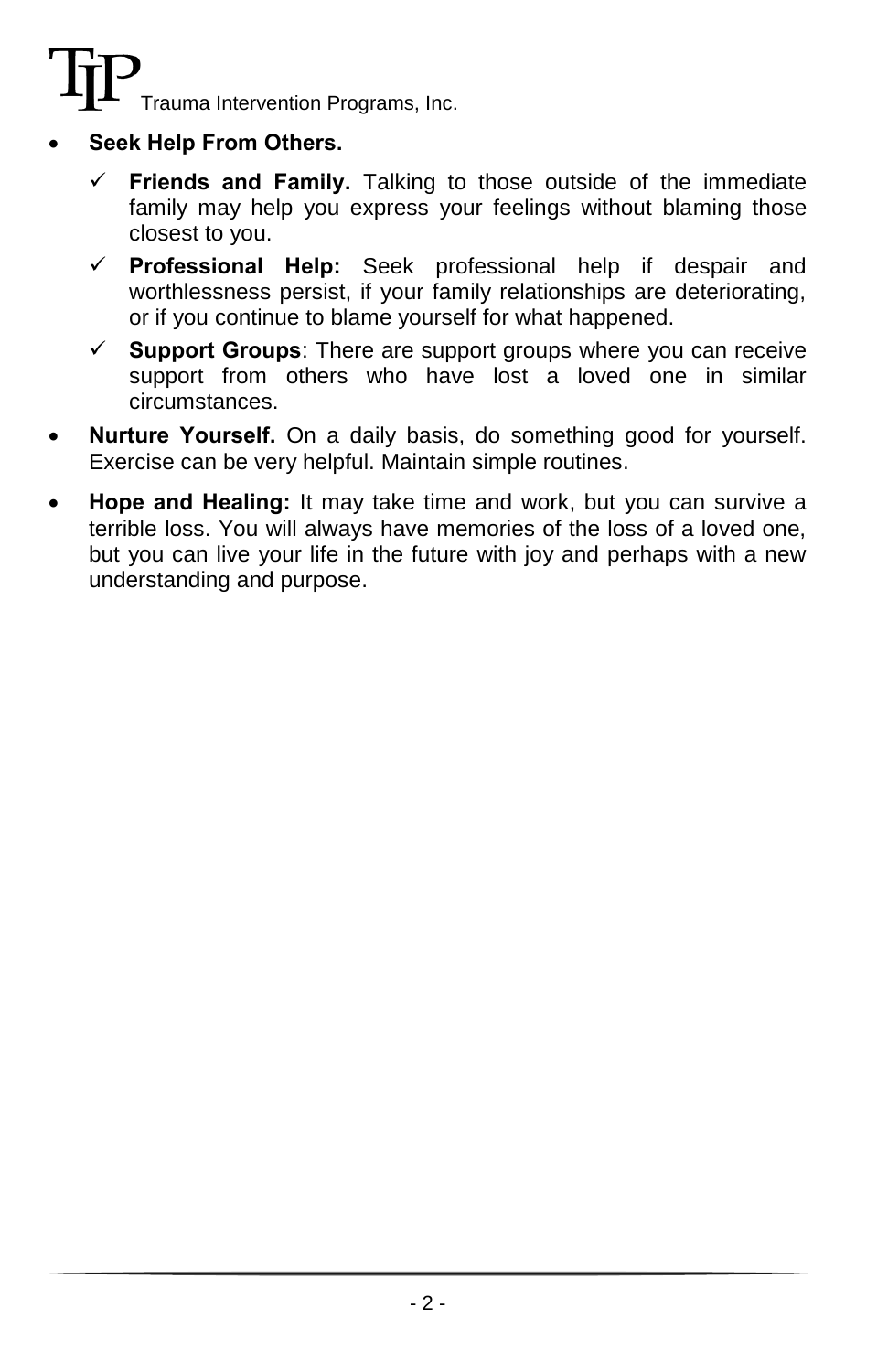- **Seek Help From Others.**
  - ✓ **Friends and Family.** Talking to those outside of the immediate family may help you express your feelings without blaming those closest to you.
  - ✓ **Professional Help:** Seek professional help if despair and worthlessness persist, if your family relationships are deteriorating, or if you continue to blame yourself for what happened.
  - ✓ **Support Groups**: There are support groups where you can receive support from others who have lost a loved one in similar circumstances.
- **Nurture Yourself.** On a daily basis, do something good for yourself. Exercise can be very helpful. Maintain simple routines.
- **Hope and Healing:** It may take time and work, but you can survive a terrible loss. You will always have memories of the loss of a loved one, but you can live your life in the future with joy and perhaps with a new understanding and purpose.